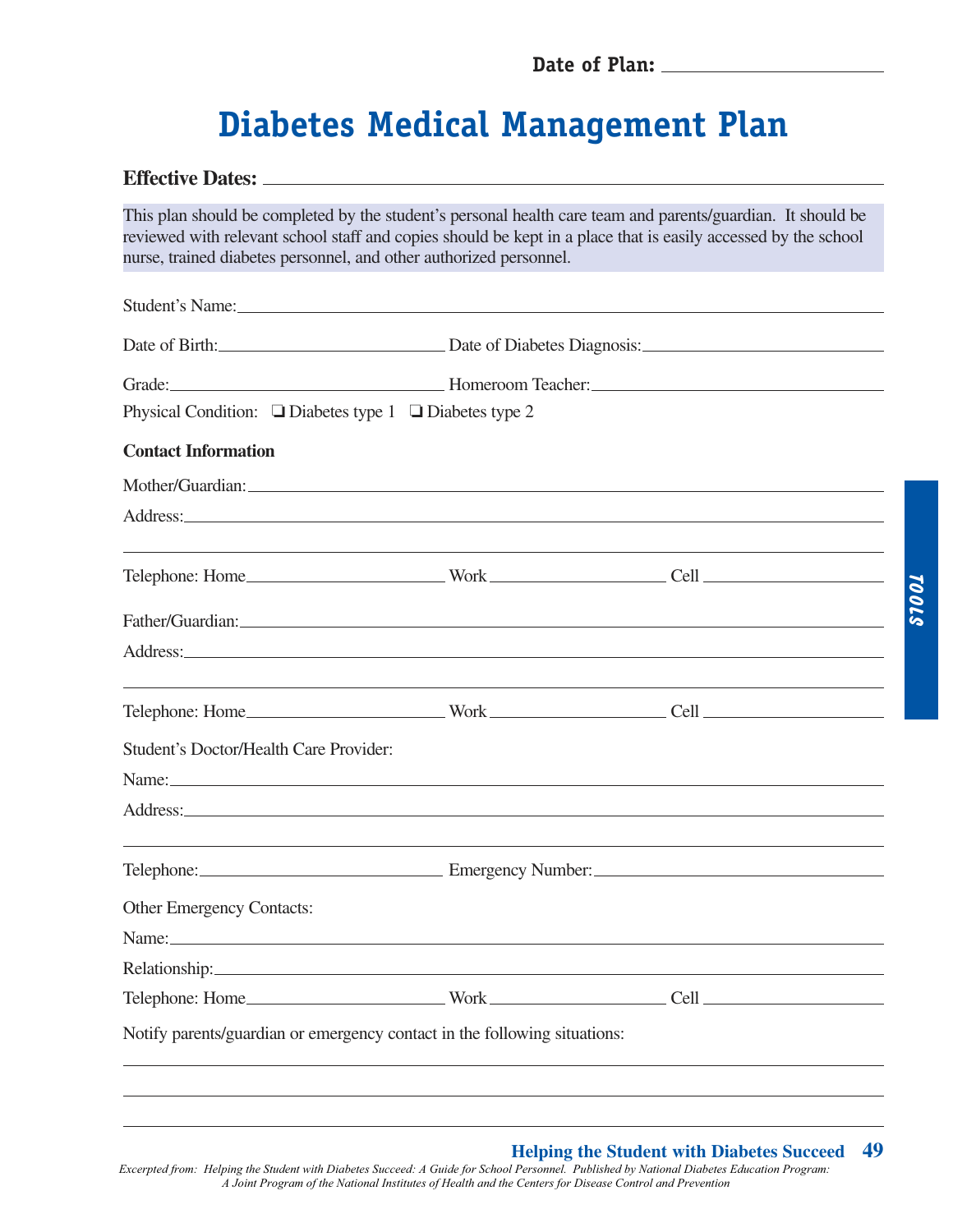**Date of Plan:** ______________________

# Diabetes Medical Management Plan

**Effective Dates:** ______________________________________________

This plan should be completed by the student's personal health care team and parents/guardian. It should be reviewed with relevant school staff and copies should be kept in a place that is easily accessed by the school nurse, trained diabetes personnel, and other authorized personnel.

Student's Name: ______________________________________________

Date of Birth: ______________________ Date of Diabetes Diagnosis: ______________________

Grade: ______________________ Homeroom Teacher: ______________________

Physical Condition: ❑ Diabetes type 1 ❑ Diabetes type 2

**Contact Information**

Mother/Guardian: ______________________________________________

Address: ______________________________________________

______________________________________________

Telephone: Home ______________ Work ______________ Cell ______________

Father/Guardian: ______________________________________________

Address: ______________________________________________

______________________________________________

Telephone: Home ______________ Work ______________ Cell ______________

Student's Doctor/Health Care Provider:

Name: ______________________________________________

Address: ______________________________________________

______________________________________________

Telephone: ______________________ Emergency Number: ______________________

Other Emergency Contacts:

Name: ______________________________________________

Relationship: ______________________________________________

Telephone: Home ______________ Work ______________ Cell ______________

Notify parents/guardian or emergency contact in the following situations:

______________________________________________

______________________________________________

______________________________________________

*Excerpted from: Helping the Student with Diabetes Succeed: A Guide for School Personnel. Published by National Diabetes Education Program: A Joint Program of the National Institutes of Health and the Centers for Disease Control and Prevention*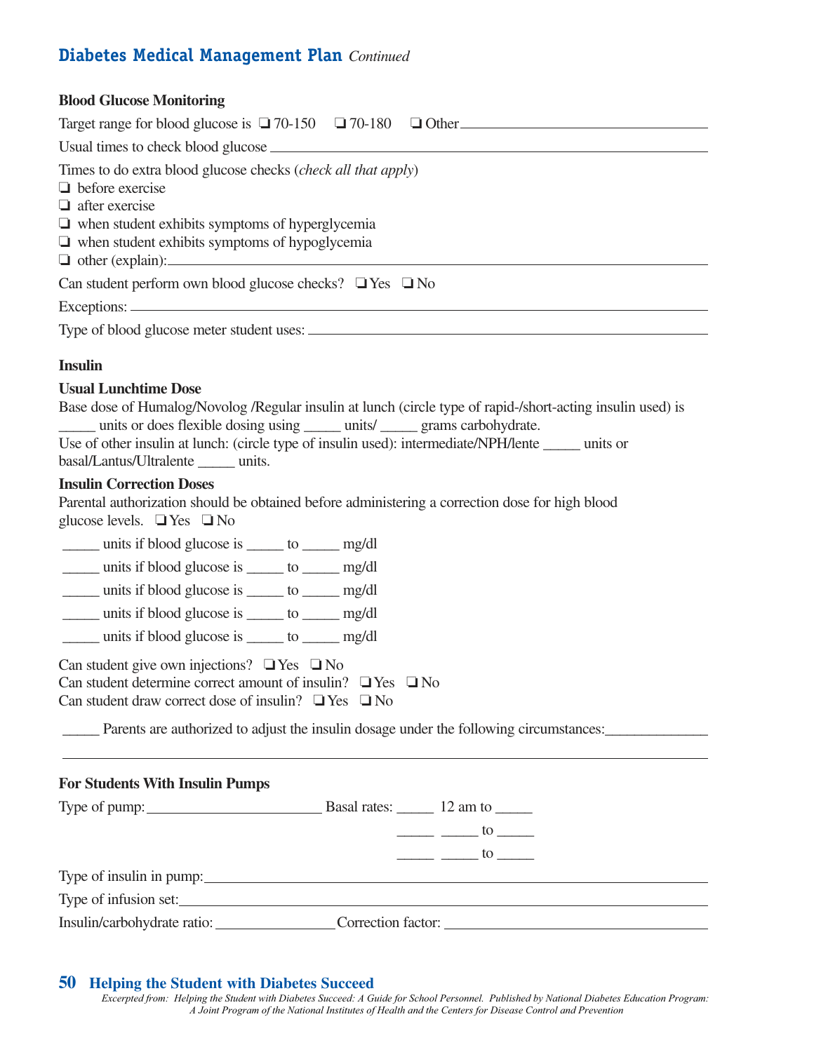## Diabetes Medical Management Plan *Continued*

### Blood Glucose Monitoring

Target range for blood glucose is ❑ 70-150 ❑ 70-180 ❑ Other_______________________________

Usual times to check blood glucose ___________________________________________________

Times to do extra blood glucose checks (*check all that apply*)

❑ before exercise
❑ after exercise
❑ when student exhibits symptoms of hyperglycemia
❑ when student exhibits symptoms of hypoglycemia
❑ other (explain):_________________________________________________________________

Can student perform own blood glucose checks? ❑ Yes ❑ No

Exceptions: ________________________________________________________________________

Type of blood glucose meter student uses: ___________________________________________

### Insulin

**Usual Lunchtime Dose**

Base dose of Humalog/Novolog /Regular insulin at lunch (circle type of rapid-/short-acting insulin used) is _____ units or does flexible dosing using _____ units/ _____ grams carbohydrate.

Use of other insulin at lunch: (circle type of insulin used): intermediate/NPH/lente _____ units or basal/Lantus/Ultralente _____ units.

**Insulin Correction Doses**

Parental authorization should be obtained before administering a correction dose for high blood glucose levels. ❑ Yes ❑ No

_____ units if blood glucose is _____ to _____ mg/dl

_____ units if blood glucose is _____ to _____ mg/dl

_____ units if blood glucose is _____ to _____ mg/dl

_____ units if blood glucose is _____ to _____ mg/dl

_____ units if blood glucose is _____ to _____ mg/dl

Can student give own injections? ❑ Yes ❑ No
Can student determine correct amount of insulin? ❑ Yes ❑ No
Can student draw correct dose of insulin? ❑ Yes ❑ No

_____ Parents are authorized to adjust the insulin dosage under the following circumstances:______________

_____________________________________________________________________________________

**For Students With Insulin Pumps**

Type of pump:________________________ Basal rates: _____ 12 am to _____

_____ _____ to _____

_____ _____ to _____

Type of insulin in pump:___________________________________________________________

Type of infusion set:_______________________________________________________________

Insulin/carbohydrate ratio:_________________ Correction factor: __________________________

*Excerpted from: Helping the Student with Diabetes Succeed: A Guide for School Personnel. Published by National Diabetes Education Program: A Joint Program of the National Institutes of Health and the Centers for Disease Control and Prevention*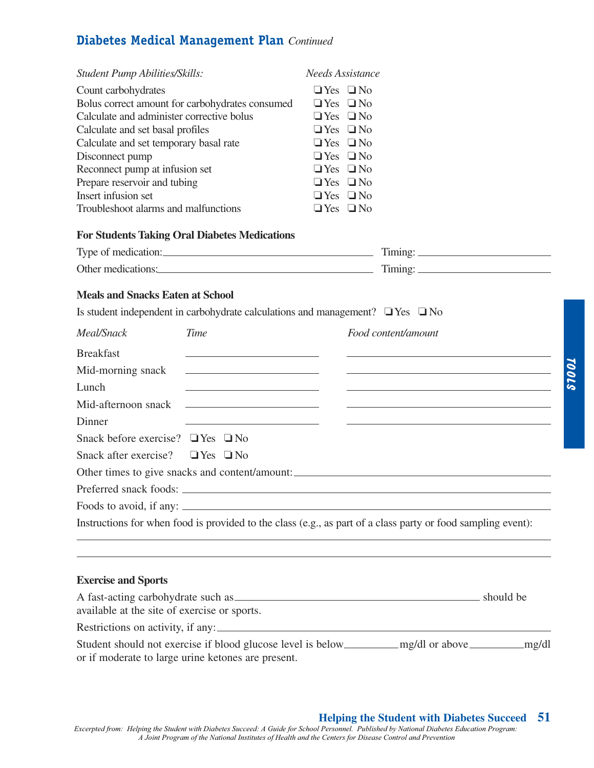## Diabetes Medical Management Plan *Continued*

| *Student Pump Abilities/Skills:* | *Needs Assistance* |
|---|---|
| Count carbohydrates | ❑ Yes ❑ No |
| Bolus correct amount for carbohydrates consumed | ❑ Yes ❑ No |
| Calculate and administer corrective bolus | ❑ Yes ❑ No |
| Calculate and set basal profiles | ❑ Yes ❑ No |
| Calculate and set temporary basal rate | ❑ Yes ❑ No |
| Disconnect pump | ❑ Yes ❑ No |
| Reconnect pump at infusion set | ❑ Yes ❑ No |
| Prepare reservoir and tubing | ❑ Yes ❑ No |
| Insert infusion set | ❑ Yes ❑ No |
| Troubleshoot alarms and malfunctions | ❑ Yes ❑ No |

**For Students Taking Oral Diabetes Medications**

Type of medication:_______________________________________ Timing: _______________

Other medications:_______________________________________ Timing: _______________

**Meals and Snacks Eaten at School**

Is student independent in carbohydrate calculations and management? ❑ Yes ❑ No

| *Meal/Snack* | *Time* | *Food content/amount* |
|---|---|---|
| Breakfast | | |
| Mid-morning snack | | |
| Lunch | | |
| Mid-afternoon snack | | |
| Dinner | | |

Snack before exercise? ❑ Yes ❑ No

Snack after exercise? ❑ Yes ❑ No

Other times to give snacks and content/amount:_______________________________________

Preferred snack foods: _______________________________________

Foods to avoid, if any: _______________________________________

Instructions for when food is provided to the class (e.g., as part of a class party or food sampling event):

_______________________________________________________________________________

_______________________________________________________________________________

**Exercise and Sports**

A fast-acting carbohydrate such as_______________________________________ should be available at the site of exercise or sports.

Restrictions on activity, if any:_______________________________________

Student should not exercise if blood glucose level is below__________mg/dl or above__________mg/dl or if moderate to large urine ketones are present.

*Excerpted from: Helping the Student with Diabetes Succeed: A Guide for School Personnel. Published by National Diabetes Education Program: A Joint Program of the National Institutes of Health and the Centers for Disease Control and Prevention*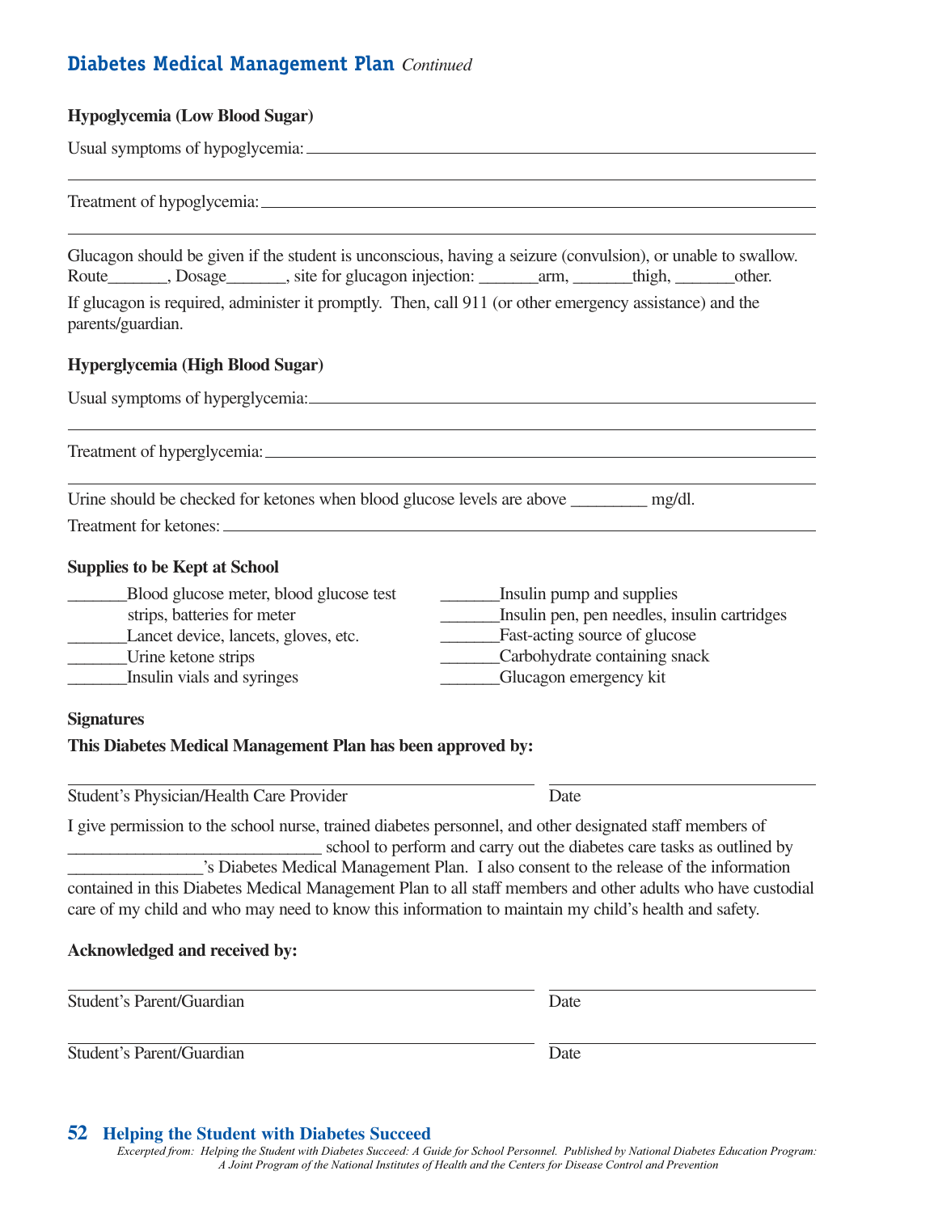## Diabetes Medical Management Plan *Continued*

**Hypoglycemia (Low Blood Sugar)**

Usual symptoms of hypoglycemia: ____________________________________________

______________________________________________________________________

Treatment of hypoglycemia: ________________________________________________

______________________________________________________________________

Glucagon should be given if the student is unconscious, having a seizure (convulsion), or unable to swallow. Route_______, Dosage_______, site for glucagon injection: _______arm, _______thigh, _______other.

If glucagon is required, administer it promptly. Then, call 911 (or other emergency assistance) and the parents/guardian.

**Hyperglycemia (High Blood Sugar)**

Usual symptoms of hyperglycemia: ___________________________________________

______________________________________________________________________

Treatment of hyperglycemia: _______________________________________________

______________________________________________________________________

Urine should be checked for ketones when blood glucose levels are above _________ mg/dl.

Treatment for ketones: ___________________________________________________

**Supplies to be Kept at School**

_______Blood glucose meter, blood glucose test strips, batteries for meter

_______Lancet device, lancets, gloves, etc.

_______Urine ketone strips

_______Insulin vials and syringes

_______Insulin pump and supplies

_______Insulin pen, pen needles, insulin cartridges

_______Fast-acting source of glucose

_______Carbohydrate containing snack

_______Glucagon emergency kit

**Signatures**

**This Diabetes Medical Management Plan has been approved by:**

______________________________________________ ____________________

Student's Physician/Health Care Provider Date

I give permission to the school nurse, trained diabetes personnel, and other designated staff members of ______________________________ school to perform and carry out the diabetes care tasks as outlined by ________________'s Diabetes Medical Management Plan. I also consent to the release of the information contained in this Diabetes Medical Management Plan to all staff members and other adults who have custodial care of my child and who may need to know this information to maintain my child's health and safety.

**Acknowledged and received by:**

______________________________________________ ____________________

Student's Parent/Guardian Date

______________________________________________ ____________________

Student's Parent/Guardian Date

*Excerpted from: Helping the Student with Diabetes Succeed: A Guide for School Personnel. Published by National Diabetes Education Program: A Joint Program of the National Institutes of Health and the Centers for Disease Control and Prevention*